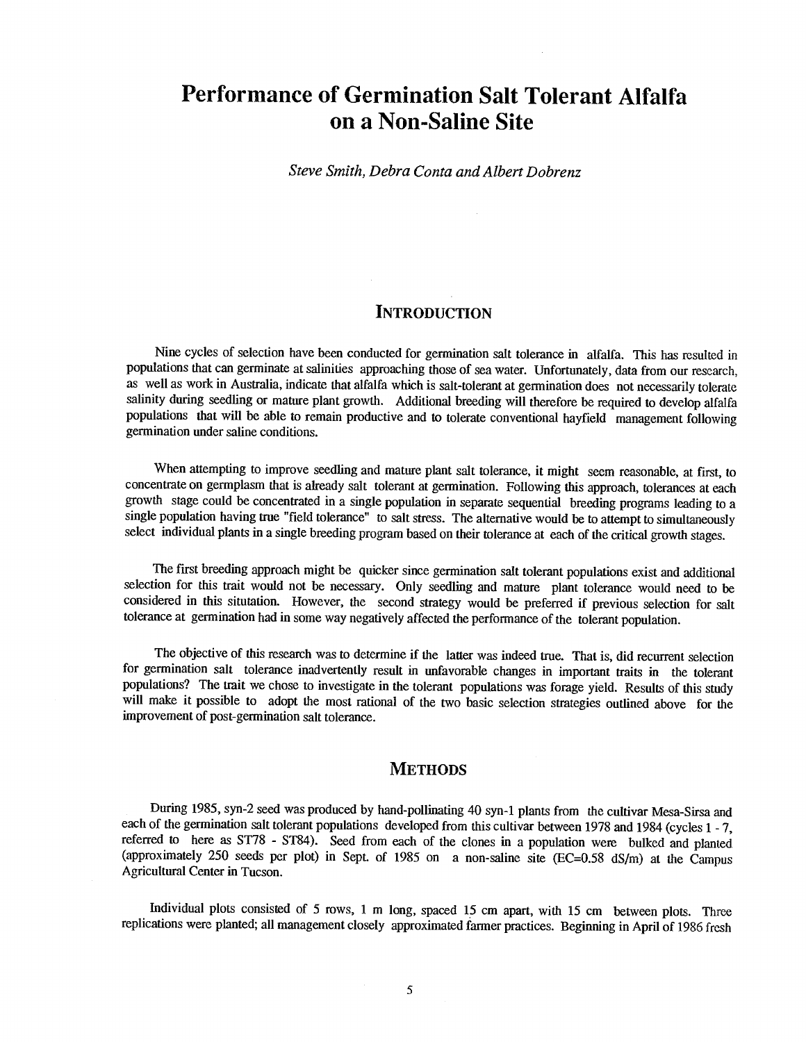# Performance of Germination Salt Tolerant Alfalfa on a Non-Saline Site

*Steve Smith, Debra Conta and Albert Dobrenz*

## Introduction

Nine cycles of selection have been conducted for germination salt tolerance in alfalfa. This has resulted in populations that can germinate at salinities approaching those of sea water. Unfortunately, data from our research, as well as work in Australia, indicate that alfalfa which is salt-tolerant at germination does not necessarily tolerate salinity during seedling or mature plant growth. Additional breeding will therefore be required to develop alfalfa populations that will be able to remain productive and to tolerate conventional hayfield management following germination under saline conditions.

When attempting to improve seedling and mature plant salt tolerance, it might seem reasonable, at first, to concentrate on germplasm that is already salt tolerant at germination. Following this approach, tolerances at each growth stage could be concentrated in a single population in separate sequential breeding programs leading to a single population having true "field tolerance" to salt stress. The alternative would be to attempt to simultaneously select individual plants in a single breeding program based on their tolerance at each of the critical growth stages.

The first breeding approach might be quicker since germination salt tolerant populations exist and additional selection for this trait would not be necessary. Only seedling and mature plant tolerance would need to be considered in this situtation. However, the second strategy would be preferred if previous selection for salt tolerance at germination had in some way negatively affected the performance of the tolerant population.

The objective of this research was to determine if the latter was indeed true. That is, did recurrent selection for germination salt tolerance inadvertently result in unfavorable changes in important traits in the tolerant populations? The trait we chose to investigate in the tolerant populations was forage yield. Results of this study will make it possible to adopt the most rational of the two basic selection strategies outlined above for the improvement of post-germination salt tolerance.

## Methods

During 1985, syn-2 seed was produced by hand-pollinating 40 syn-1 plants from the cultivar Mesa-Sirsa and each of the germination salt tolerant populations developed from this cultivar between 1978 and 1984 (cycles 1 - 7, referred to here as ST78 - ST84). Seed from each of the clones in a population were bulked and planted (approximately 250 seeds per plot) in Sept. of 1985 on a non-saline site (EC=0.58 dS/m) at the Campus Agricultural Center in Tucson.

Individual plots consisted of 5 rows, 1 m long, spaced 15 cm apart, with 15 cm between plots. Three replications were planted; all management closely approximated farmer practices. Beginning in April of 1986 fresh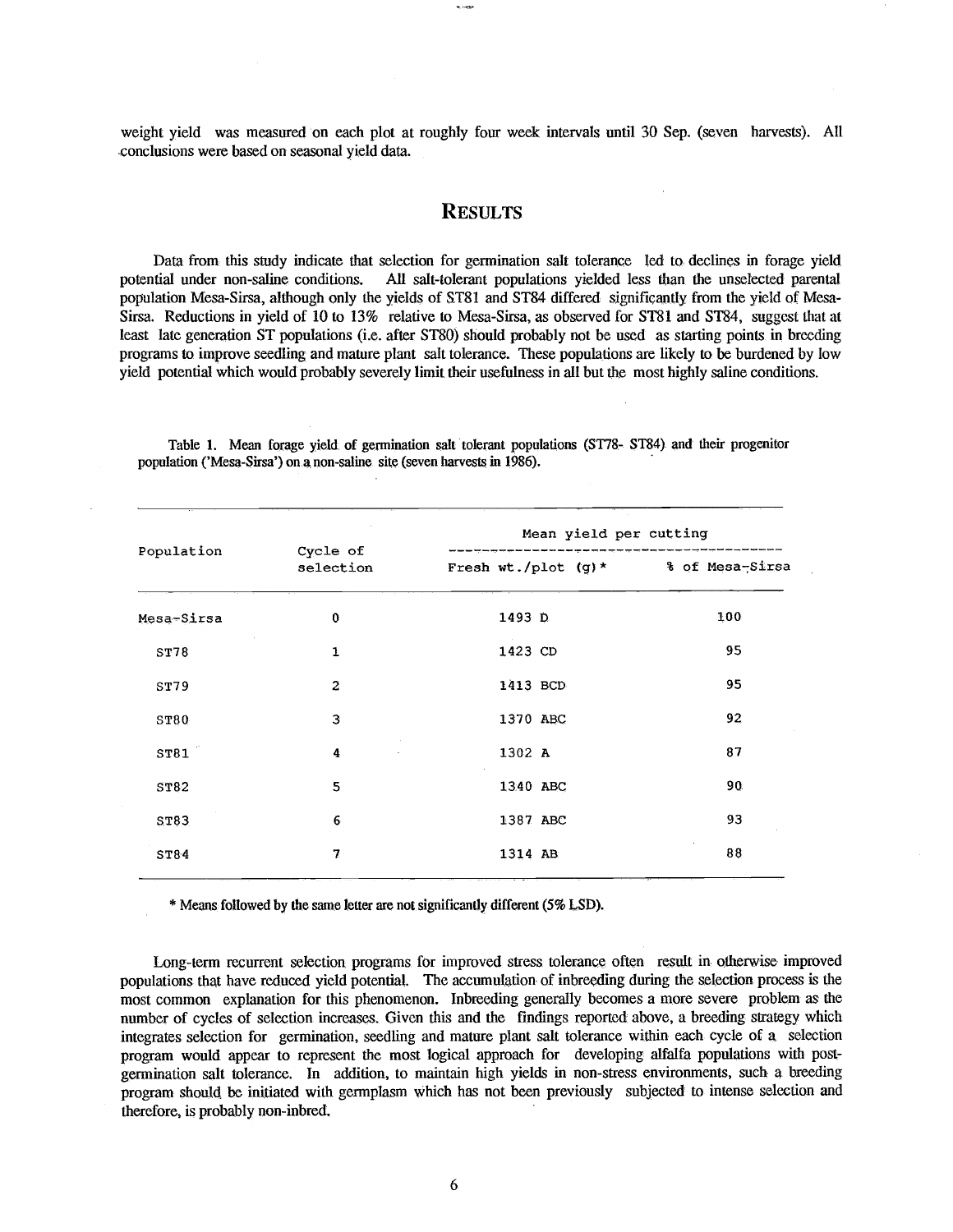weight yield was measured on each plot at roughly four week intervals until 30 Sep. (seven harvests). All conclusions were based on seasonal yield data.

## RESULTS

Data from this study indicate that selection for germination salt tolerance led to declines in forage yield potential under non-saline conditions. All salt-tolerant populations yielded less than the unselected parental population Mesa-Sirsa, although only the yields of ST81 and ST84 differed significantly from the yield of Mesa-Sirsa. Reductions in yield of 10 to 13% relative to Mesa-Sirsa, as observed for ST81 and ST84, suggest that at least late generation ST populations (i.e. after ST80) should probably not be used as starting points in breeding programs to improve seedling and mature plant salt tolerance. These populations are likely to be burdened by low yield potential which would probably severely limit their usefulness in all but the most highly saline conditions.

Table 1. Mean forage yield of germination salt tolerant populations (ST78- ST84) and their progenitor population ('Mesa-Sirsa') on a non-saline site (seven harvests in 1986).

| Population | Cycle of selection | Mean yield per cutting | |
|---|---|---|---|
| | | Fresh wt./plot (g)* | % of Mesa-Sirsa |
| Mesa-Sirsa | 0 | 1493 D | 100 |
| ST78 | 1 | 1423 CD | 95 |
| ST79 | 2 | 1413 BCD | 95 |
| ST80 | 3 | 1370 ABC | 92 |
| ST81 | 4 | 1302 A | 87 |
| ST82 | 5 | 1340 ABC | 90 |
| ST83 | 6 | 1387 ABC | 93 |
| ST84 | 7 | 1314 AB | 88 |

* Means followed by the same letter are not significantly different (5% LSD).

Long-term recurrent selection programs for improved stress tolerance often result in otherwise improved populations that have reduced yield potential. The accumulation of inbreeding during the selection process is the most common explanation for this phenomenon. Inbreeding generally becomes a more severe problem as the number of cycles of selection increases. Given this and the findings reported above, a breeding strategy which integrates selection for germination, seedling and mature plant salt tolerance within each cycle of a selection program would appear to represent the most logical approach for developing alfalfa populations with post-germination salt tolerance. In addition, to maintain high yields in non-stress environments, such a breeding program should be initiated with germplasm which has not been previously subjected to intense selection and therefore, is probably non-inbred.